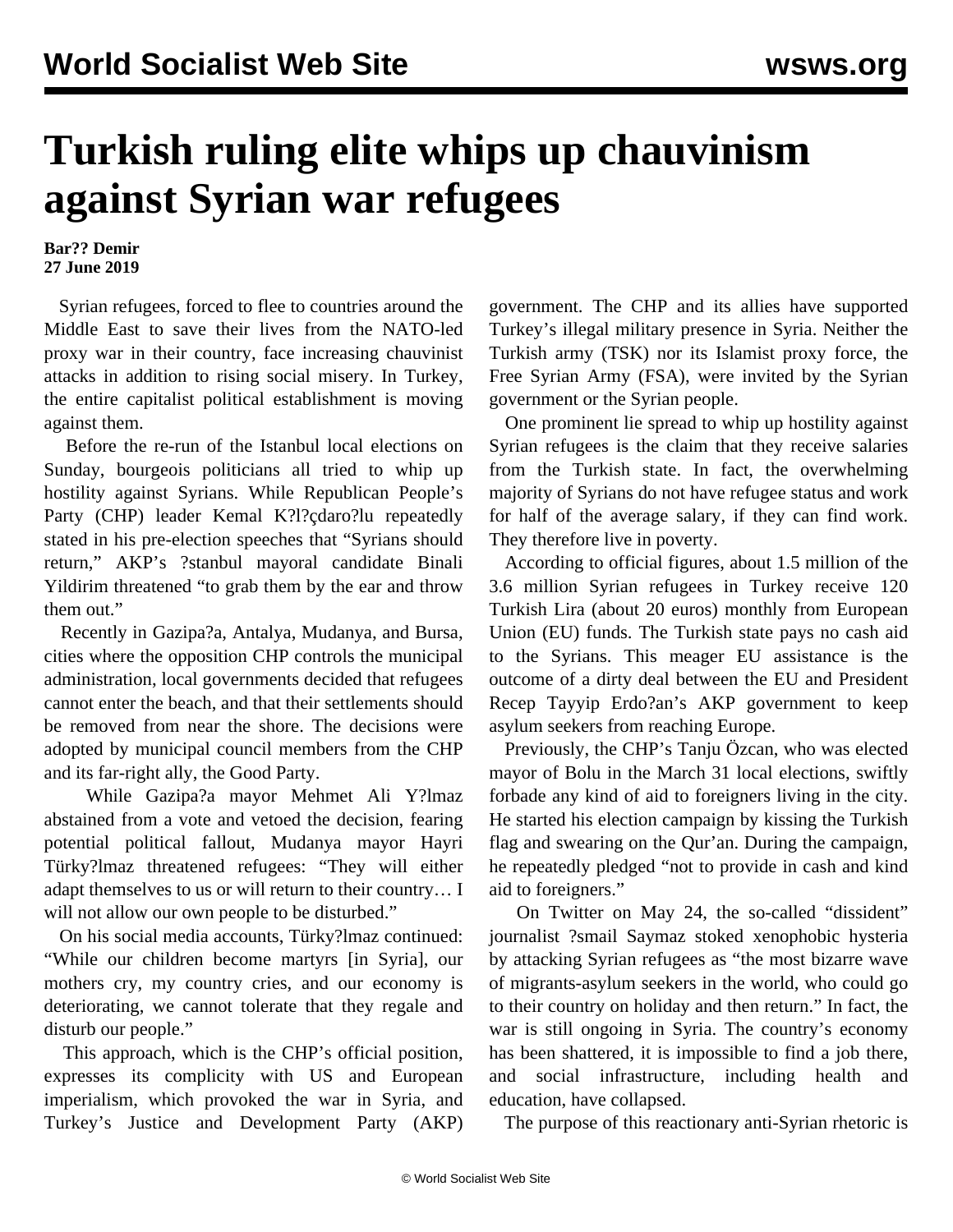# Turkish ruling elite whips up chauvinism against Syrian war refugees

**Bar?? Demir**
**27 June 2019**

Syrian refugees, forced to flee to countries around the Middle East to save their lives from the NATO-led proxy war in their country, face increasing chauvinist attacks in addition to rising social misery. In Turkey, the entire capitalist political establishment is moving against them.

Before the re-run of the Istanbul local elections on Sunday, bourgeois politicians all tried to whip up hostility against Syrians. While Republican People's Party (CHP) leader Kemal K?l?çdaro?lu repeatedly stated in his pre-election speeches that "Syrians should return," AKP's ?stanbul mayoral candidate Binali Yildirim threatened "to grab them by the ear and throw them out."

Recently in Gazipa?a, Antalya, Mudanya, and Bursa, cities where the opposition CHP controls the municipal administration, local governments decided that refugees cannot enter the beach, and that their settlements should be removed from near the shore. The decisions were adopted by municipal council members from the CHP and its far-right ally, the Good Party.

While Gazipa?a mayor Mehmet Ali Y?lmaz abstained from a vote and vetoed the decision, fearing potential political fallout, Mudanya mayor Hayri Türky?lmaz threatened refugees: "They will either adapt themselves to us or will return to their country… I will not allow our own people to be disturbed."

On his social media accounts, Türky?lmaz continued: "While our children become martyrs [in Syria], our mothers cry, my country cries, and our economy is deteriorating, we cannot tolerate that they regale and disturb our people."

This approach, which is the CHP's official position, expresses its complicity with US and European imperialism, which provoked the war in Syria, and Turkey's Justice and Development Party (AKP) government. The CHP and its allies have supported Turkey's illegal military presence in Syria. Neither the Turkish army (TSK) nor its Islamist proxy force, the Free Syrian Army (FSA), were invited by the Syrian government or the Syrian people.

One prominent lie spread to whip up hostility against Syrian refugees is the claim that they receive salaries from the Turkish state. In fact, the overwhelming majority of Syrians do not have refugee status and work for half of the average salary, if they can find work. They therefore live in poverty.

According to official figures, about 1.5 million of the 3.6 million Syrian refugees in Turkey receive 120 Turkish Lira (about 20 euros) monthly from European Union (EU) funds. The Turkish state pays no cash aid to the Syrians. This meager EU assistance is the outcome of a dirty deal between the EU and President Recep Tayyip Erdo?an's AKP government to keep asylum seekers from reaching Europe.

Previously, the CHP's Tanju Özcan, who was elected mayor of Bolu in the March 31 local elections, swiftly forbade any kind of aid to foreigners living in the city. He started his election campaign by kissing the Turkish flag and swearing on the Qur'an. During the campaign, he repeatedly pledged "not to provide in cash and kind aid to foreigners."

On Twitter on May 24, the so-called "dissident" journalist ?smail Saymaz stoked xenophobic hysteria by attacking Syrian refugees as "the most bizarre wave of migrants-asylum seekers in the world, who could go to their country on holiday and then return." In fact, the war is still ongoing in Syria. The country's economy has been shattered, it is impossible to find a job there, and social infrastructure, including health and education, have collapsed.

The purpose of this reactionary anti-Syrian rhetoric is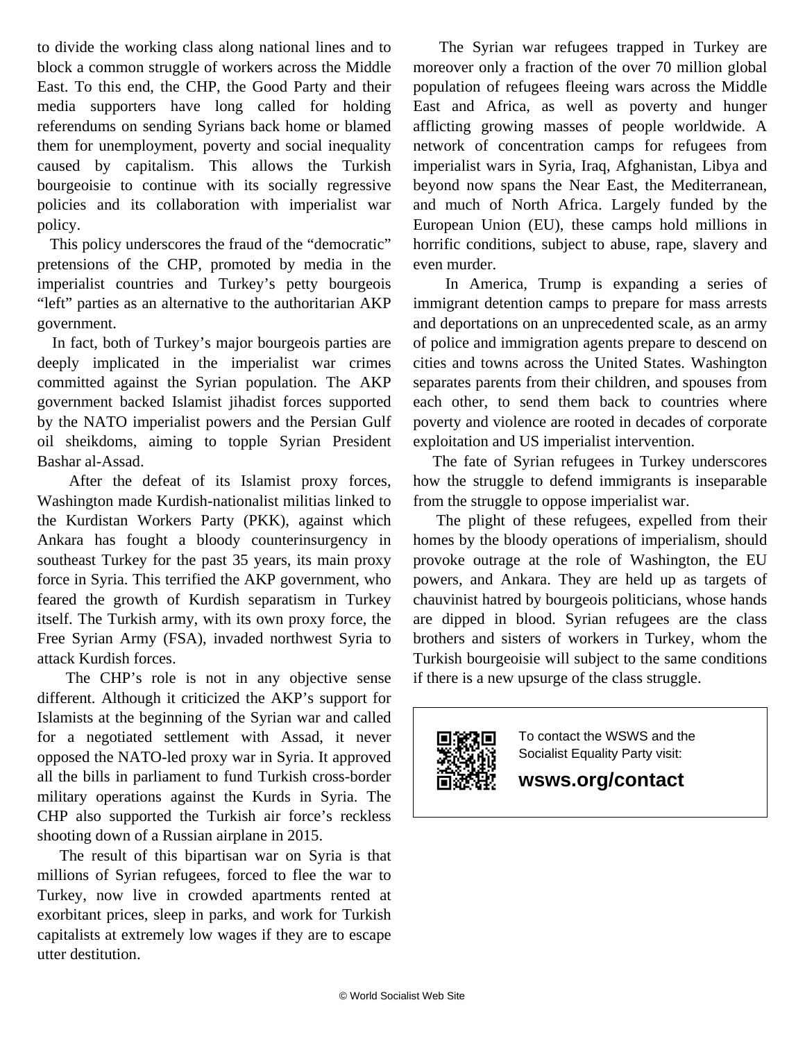to divide the working class along national lines and to block a common struggle of workers across the Middle East. To this end, the CHP, the Good Party and their media supporters have long called for holding referendums on sending Syrians back home or blamed them for unemployment, poverty and social inequality caused by capitalism. This allows the Turkish bourgeoisie to continue with its socially regressive policies and its collaboration with imperialist war policy.

This policy underscores the fraud of the "democratic" pretensions of the CHP, promoted by media in the imperialist countries and Turkey's petty bourgeois "left" parties as an alternative to the authoritarian AKP government.

In fact, both of Turkey's major bourgeois parties are deeply implicated in the imperialist war crimes committed against the Syrian population. The AKP government backed Islamist jihadist forces supported by the NATO imperialist powers and the Persian Gulf oil sheikdoms, aiming to topple Syrian President Bashar al-Assad.

After the defeat of its Islamist proxy forces, Washington made Kurdish-nationalist militias linked to the Kurdistan Workers Party (PKK), against which Ankara has fought a bloody counterinsurgency in southeast Turkey for the past 35 years, its main proxy force in Syria. This terrified the AKP government, who feared the growth of Kurdish separatism in Turkey itself. The Turkish army, with its own proxy force, the Free Syrian Army (FSA), invaded northwest Syria to attack Kurdish forces.

The CHP's role is not in any objective sense different. Although it criticized the AKP's support for Islamists at the beginning of the Syrian war and called for a negotiated settlement with Assad, it never opposed the NATO-led proxy war in Syria. It approved all the bills in parliament to fund Turkish cross-border military operations against the Kurds in Syria. The CHP also supported the Turkish air force's reckless shooting down of a Russian airplane in 2015.

The result of this bipartisan war on Syria is that millions of Syrian refugees, forced to flee the war to Turkey, now live in crowded apartments rented at exorbitant prices, sleep in parks, and work for Turkish capitalists at extremely low wages if they are to escape utter destitution.

The Syrian war refugees trapped in Turkey are moreover only a fraction of the over 70 million global population of refugees fleeing wars across the Middle East and Africa, as well as poverty and hunger afflicting growing masses of people worldwide. A network of concentration camps for refugees from imperialist wars in Syria, Iraq, Afghanistan, Libya and beyond now spans the Near East, the Mediterranean, and much of North Africa. Largely funded by the European Union (EU), these camps hold millions in horrific conditions, subject to abuse, rape, slavery and even murder.

In America, Trump is expanding a series of immigrant detention camps to prepare for mass arrests and deportations on an unprecedented scale, as an army of police and immigration agents prepare to descend on cities and towns across the United States. Washington separates parents from their children, and spouses from each other, to send them back to countries where poverty and violence are rooted in decades of corporate exploitation and US imperialist intervention.

The fate of Syrian refugees in Turkey underscores how the struggle to defend immigrants is inseparable from the struggle to oppose imperialist war.

The plight of these refugees, expelled from their homes by the bloody operations of imperialism, should provoke outrage at the role of Washington, the EU powers, and Ankara. They are held up as targets of chauvinist hatred by bourgeois politicians, whose hands are dipped in blood. Syrian refugees are the class brothers and sisters of workers in Turkey, whom the Turkish bourgeoisie will subject to the same conditions if there is a new upsurge of the class struggle.

To contact the WSWS and the Socialist Equality Party visit:

**wsws.org/contact**